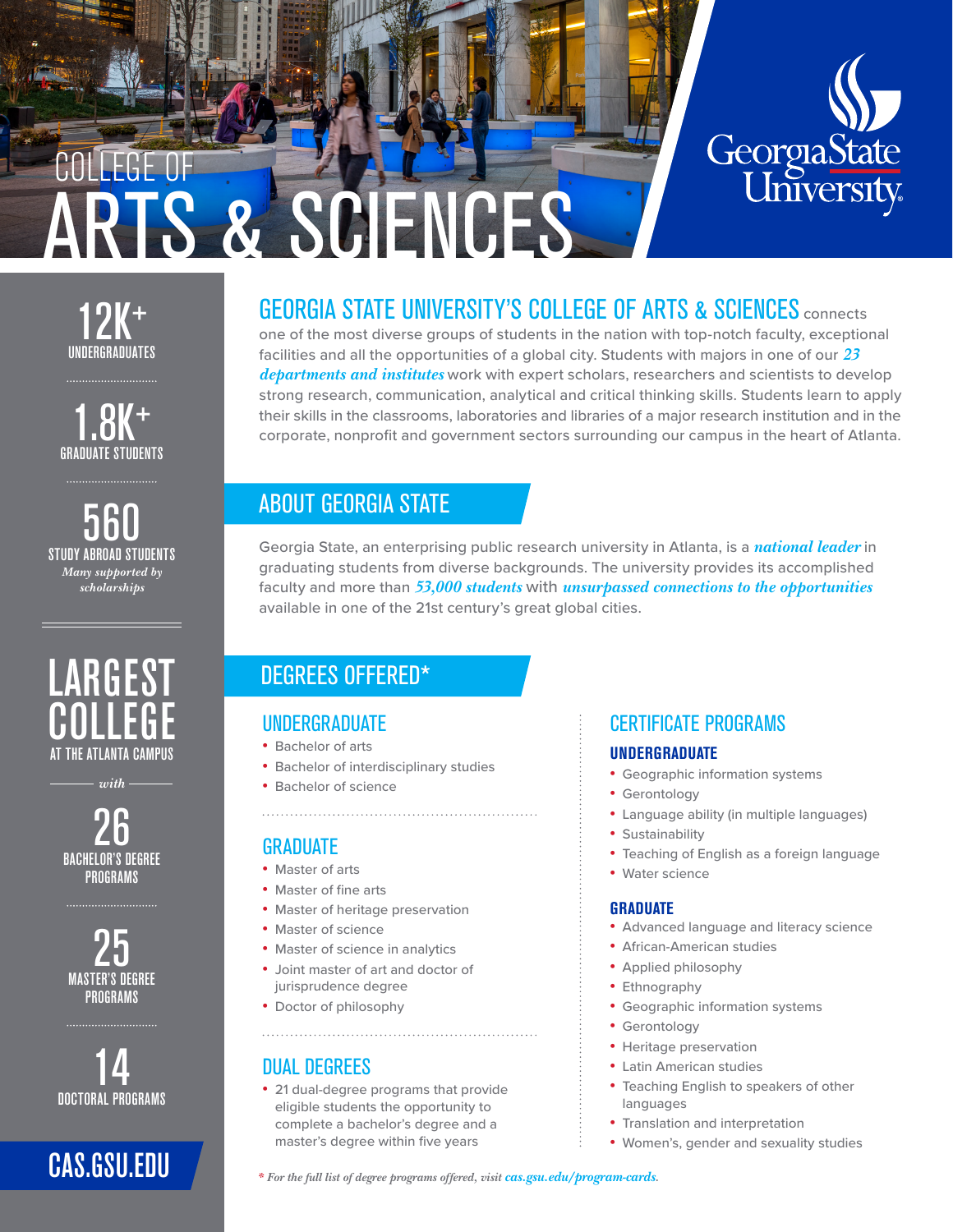# COLLEGE OF ARTS & SCIENCES

Georgia State University

## GEORGIA STATE UNIVERSITY'S COLLEGE OF ARTS & SCIENCES

**GEORGIA STATE UNIVERSITY'S COLLEGE OF ARTS & SCIENCES** connects one of the most diverse groups of students in the nation with top-notch faculty, exceptional facilities and all the opportunities of a global city. Students with majors in one of our *23 departments and institutes* work with expert scholars, researchers and scientists to develop strong research, communication, analytical and critical thinking skills. Students learn to apply their skills in the classrooms, laboratories and libraries of a major research institution and in the corporate, nonprofit and government sectors surrounding our campus in the heart of Atlanta.

## ABOUT GEORGIA STATE

Georgia State, an enterprising public research university in Atlanta, is a *national leader* in graduating students from diverse backgrounds. The university provides its accomplished faculty and more than *53,000 students* with *unsurpassed connections to the opportunities* available in one of the 21st century's great global cities.

## DEGREES OFFERED*

### UNDERGRADUATE

- Bachelor of arts
- Bachelor of interdisciplinary studies
- Bachelor of science

### GRADUATE

- Master of arts
- Master of fine arts
- Master of heritage preservation
- Master of science
- Master of science in analytics
- Joint master of art and doctor of jurisprudence degree
- Doctor of philosophy

### DUAL DEGREES

- 21 dual-degree programs that provide eligible students the opportunity to complete a bachelor's degree and a master's degree within five years

### CERTIFICATE PROGRAMS

**UNDERGRADUATE**

- Geographic information systems
- Gerontology
- Language ability (in multiple languages)
- Sustainability
- Teaching of English as a foreign language
- Water science

**GRADUATE**

- Advanced language and literacy science
- African-American studies
- Applied philosophy
- Ethnography
- Geographic information systems
- Gerontology
- Heritage preservation
- Latin American studies
- Teaching English to speakers of other languages
- Translation and interpretation
- Women's, gender and sexuality studies

*\* For the full list of degree programs offered, visit cas.gsu.edu/program-cards.*

**12K+** UNDERGRADUATES

**1.8K+** GRADUATE STUDENTS

**560** STUDY ABROAD STUDENTS
*Many supported by scholarships*

**LARGEST COLLEGE** AT THE ATLANTA CAMPUS

*with*

**26** BACHELOR'S DEGREE PROGRAMS

**25** MASTER'S DEGREE PROGRAMS

**14** DOCTORAL PROGRAMS

**CAS.GSU.EDU**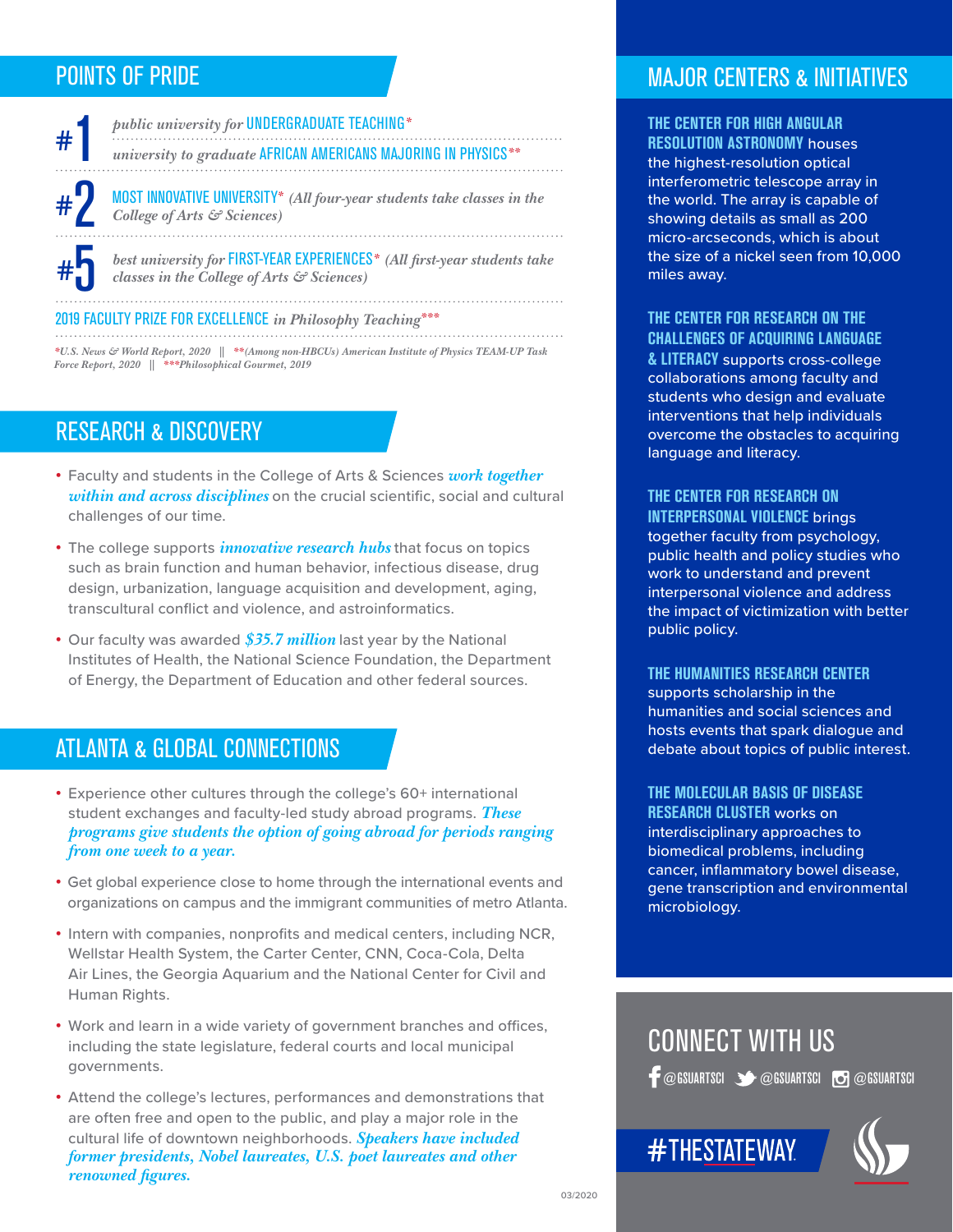## POINTS OF PRIDE

**#1** *public university for* UNDERGRADUATE TEACHING*

**#1** *university to graduate* AFRICAN AMERICANS MAJORING IN PHYSICS**

**#2** MOST INNOVATIVE UNIVERSITY* *(All four-year students take classes in the College of Arts & Sciences)*

**#5** *best university for* FIRST-YEAR EXPERIENCES* *(All first-year students take classes in the College of Arts & Sciences)*

2019 FACULTY PRIZE FOR EXCELLENCE *in Philosophy Teaching****

*\*U.S. News & World Report, 2020 || \*\*(Among non-HBCUs) American Institute of Physics TEAM-UP Task Force Report, 2020 || \*\*\*Philosophical Gourmet, 2019*

## RESEARCH & DISCOVERY

- Faculty and students in the College of Arts & Sciences ***work together within and across disciplines*** on the crucial scientific, social and cultural challenges of our time.
- The college supports ***innovative research hubs*** that focus on topics such as brain function and human behavior, infectious disease, drug design, urbanization, language acquisition and development, aging, transcultural conflict and violence, and astroinformatics.
- Our faculty was awarded ***$35.7 million*** last year by the National Institutes of Health, the National Science Foundation, the Department of Energy, the Department of Education and other federal sources.

## ATLANTA & GLOBAL CONNECTIONS

- Experience other cultures through the college's 60+ international student exchanges and faculty-led study abroad programs. ***These programs give students the option of going abroad for periods ranging from one week to a year.***
- Get global experience close to home through the international events and organizations on campus and the immigrant communities of metro Atlanta.
- Intern with companies, nonprofits and medical centers, including NCR, Wellstar Health System, the Carter Center, CNN, Coca-Cola, Delta Air Lines, the Georgia Aquarium and the National Center for Civil and Human Rights.
- Work and learn in a wide variety of government branches and offices, including the state legislature, federal courts and local municipal governments.
- Attend the college's lectures, performances and demonstrations that are often free and open to the public, and play a major role in the cultural life of downtown neighborhoods. ***Speakers have included former presidents, Nobel laureates, U.S. poet laureates and other renowned figures.***

03/2020

## MAJOR CENTERS & INITIATIVES

**THE CENTER FOR HIGH ANGULAR RESOLUTION ASTRONOMY** houses the highest-resolution optical interferometric telescope array in the world. The array is capable of showing details as small as 200 micro-arcseconds, which is about the size of a nickel seen from 10,000 miles away.

**THE CENTER FOR RESEARCH ON THE CHALLENGES OF ACQUIRING LANGUAGE & LITERACY** supports cross-college collaborations among faculty and students who design and evaluate interventions that help individuals overcome the obstacles to acquiring language and literacy.

**THE CENTER FOR RESEARCH ON INTERPERSONAL VIOLENCE** brings together faculty from psychology, public health and policy studies who work to understand and prevent interpersonal violence and address the impact of victimization with better public policy.

**THE HUMANITIES RESEARCH CENTER** supports scholarship in the humanities and social sciences and hosts events that spark dialogue and debate about topics of public interest.

**THE MOLECULAR BASIS OF DISEASE RESEARCH CLUSTER** works on interdisciplinary approaches to biomedical problems, including cancer, inflammatory bowel disease, gene transcription and environmental microbiology.

## CONNECT WITH US

@GSUARTSCI @GSUARTSCI @GSUARTSCI

#THESTATEWAY